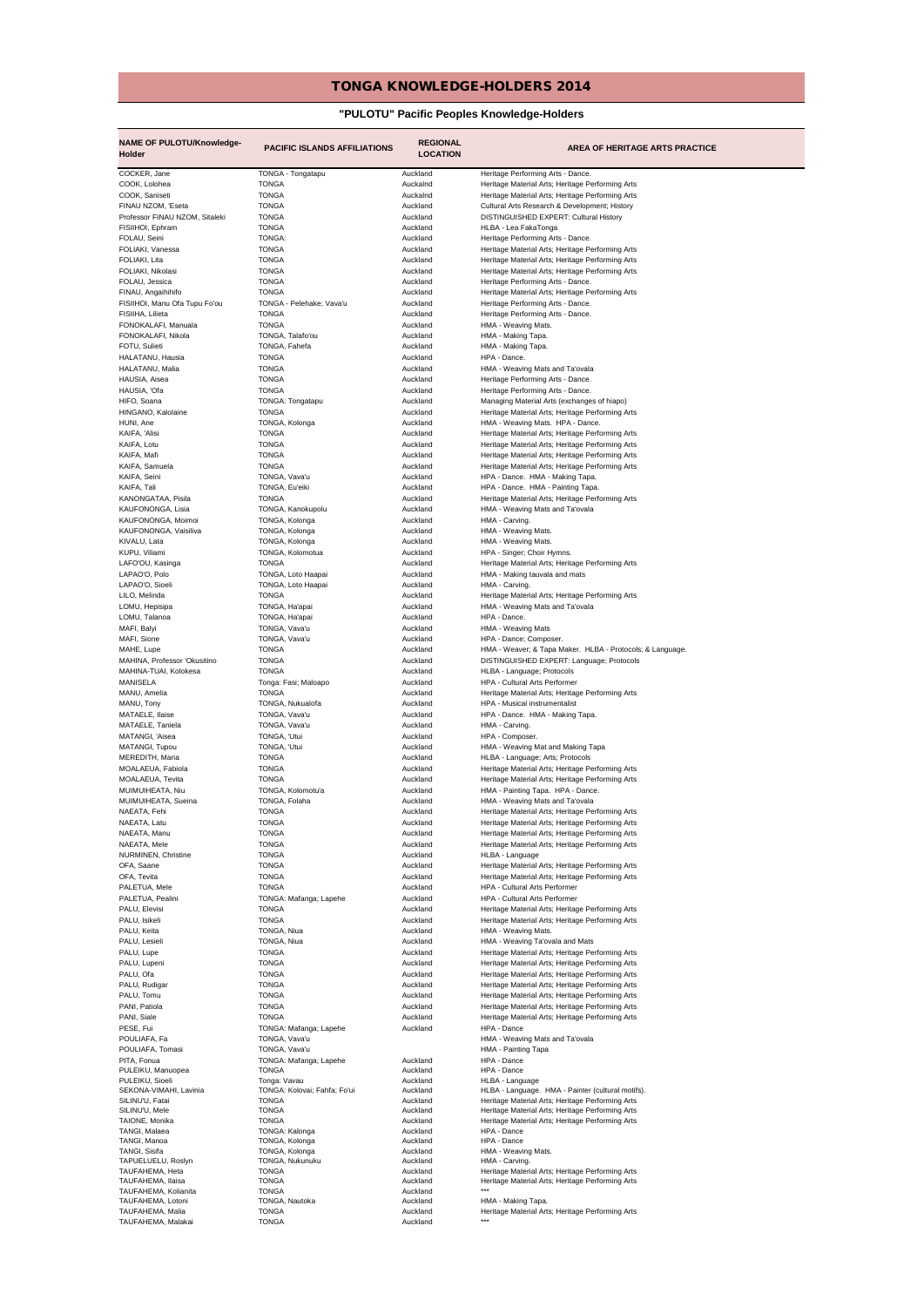# TONGA KNOWLEDGE-HOLDERS 2014

## "PULOTU" Pacific Peoples Knowledge-Holders

| NAME OF PULOTU/Knowledge-Holder | PACIFIC ISLANDS AFFILIATIONS | REGIONAL LOCATION | AREA OF HERITAGE ARTS PRACTICE |
|---|---|---|---|
| COCKER, Jane | TONGA - Tongatapu | Auckland | Heritage Performing Arts - Dance. |
| COOK, Lolohea | TONGA | Auckalnd | Heritage Material Arts; Heritage Performing Arts |
| COOK, Saniseti | TONGA | Auckalnd | Heritage Material Arts; Heritage Performing Arts |
| FINAU NZOM, 'Eseta | TONGA | Auckland | Cultural Arts Research & Development; History |
| Professor FINAU NZOM, Sitaleki | TONGA | Auckland | DISTINGUISHED EXPERT: Cultural History |
| FISIIHOI, Ephram | TONGA | Auckland | HLBA - Lea FakaTonga |
| FOLAU, Seini | TONGA: | Auckland | Heritage Performing Arts - Dance. |
| FOLIAKI, Vanessa | TONGA | Auckland | Heritage Material Arts; Heritage Performing Arts |
| FOLIAKI, Lita | TONGA | Auckland | Heritage Material Arts; Heritage Performing Arts |
| FOLIAKI, Nikolasi | TONGA | Auckland | Heritage Material Arts; Heritage Performing Arts |
| FOLAU, Jessica | TONGA | Auckland | Heritage Performing Arts - Dance. |
| FINAU, Angaihihifo | TONGA | Auckland | Heritage Material Arts; Heritage Performing Arts |
| FISIIHOI, Manu Ofa Tupu Fo'ou | TONGA - Pelehake; Vava'u | Auckland | Heritage Performing Arts - Dance. |
| FISIIHA, Lilieta | TONGA | Auckland | Heritage Performing Arts - Dance. |
| FONOKALAFI, Manuala | TONGA | Auckland | HMA - Weaving Mats. |
| FONOKALAFI, Nikola | TONGA, Talafo'ou | Auckland | HMA - Making Tapa. |
| FOTU, Sulieti | TONGA, Fahefa | Auckland | HMA - Making Tapa. |
| HALATANU, Hausia | TONGA | Auckland | HPA - Dance. |
| HALATANU, Malia | TONGA | Auckland | HMA - Weaving Mats and Ta'ovala |
| HAUSIA, Aisea | TONGA | Auckland | Heritage Performing Arts - Dance. |
| HAUSIA, 'Ofa | TONGA | Auckland | Heritage Performing Arts - Dance. |
| HIFO, Soana | TONGA: Tongatapu | Auckland | Managing Material Arts (exchanges of hiapo) |
| HINGANO, Kalolaine | TONGA | Auckland | Heritage Material Arts; Heritage Performing Arts |
| HUNI, Ane | TONGA, Kolonga | Auckland | HMA - Weaving Mats. HPA - Dance. |
| KAIFA, 'Alisi | TONGA | Auckland | Heritage Material Arts; Heritage Performing Arts |
| KAIFA, Lotu | TONGA | Auckland | Heritage Material Arts; Heritage Performing Arts |
| KAIFA, Mafi | TONGA | Auckland | Heritage Material Arts; Heritage Performing Arts |
| KAIFA, Samuela | TONGA | Auckland | Heritage Material Arts; Heritage Performing Arts |
| KAIFA, Seini | TONGA, Vava'u | Auckland | HPA - Dance. HMA - Making Tapa. |
| KAIFA, Tali | TONGA, Eu'eiki | Auckland | HPA - Dance. HMA - Painting Tapa. |
| KANONGATAA, Pisila | TONGA | Auckland | Heritage Material Arts; Heritage Performing Arts |
| KAUFONONGA, Lisia | TONGA, Kanokupolu | Auckland | HMA - Weaving Mats and Ta'ovala |
| KAUFONONGA, Moimoi | TONGA, Kolonga | Auckland | HMA - Carving. |
| KAUFONONGA, Vaisiliva | TONGA, Kolonga | Auckland | HMA - Weaving Mats. |
| KIVALU, Lata | TONGA, Kolonga | Auckland | HMA - Weaving Mats. |
| KUPU, Viliami | TONGA, Kolomotua | Auckland | HPA - Singer; Choir Hymns. |
| LAFO'OU, Kasinga | TONGA | Auckland | Heritage Material Arts; Heritage Performing Arts |
| LAPAO'O, Polo | TONGA, Loto Haapai | Auckland | HMA - Making tauvala and mats |
| LAPAO'O, Sioeli | TONGA, Loto Haapai | Auckland | HMA - Carving. |
| LILO, Melinda | TONGA | Auckland | Heritage Material Arts; Heritage Performing Arts |
| LOMU, Hepisipa | TONGA, Ha'apai | Auckland | HMA - Weaving Mats and Ta'ovala |
| LOMU, Talanoa | TONGA, Ha'apai | Auckland | HPA - Dance. |
| MAFI, Balyi | TONGA, Vava'u | Auckland | HMA - Weaving Mats |
| MAFI, Sione | TONGA, Vava'u | Auckland | HPA - Dance; Composer. |
| MAHE, Lupe | TONGA | Auckland | HMA - Weaver; & Tapa Maker. HLBA - Protocols; & Language. |
| MAHINA, Professor 'Okusitino | TONGA | Auckland | DISTINGUISHED EXPERT: Language; Protocols |
| MAHINA-TUAI, Kolokesa | TONGA | Auckland | HLBA - Language; Protocols |
| MANISELA | Tonga: Fasi; Maloapo | Auckland | HPA - Cultural Arts Performer |
| MANU, Amelia | TONGA | Auckland | Heritage Material Arts; Heritage Performing Arts |
| MANU, Tony | TONGA, Nukualofa | Auckland | HPA - Musical instrumentalist |
| MATAELE, Ilaise | TONGA, Vava'u | Auckland | HPA - Dance. HMA - Making Tapa. |
| MATAELE, Taniela | TONGA, Vava'u | Auckland | HMA - Carving. |
| MATANGI, 'Aisea | TONGA, 'Utui | Auckland | HPA - Composer. |
| MATANGI, Tupou | TONGA, 'Utui | Auckland | HMA - Weaving Mat and Making Tapa |
| MEREDITH, Maria | TONGA | Auckland | HLBA - Language; Arts; Protocols |
| MOALAEUA, Fabiola | TONGA | Auckland | Heritage Material Arts; Heritage Performing Arts |
| MOALAEUA, Tevita | TONGA | Auckland | Heritage Material Arts; Heritage Performing Arts |
| MUIMUIHEATA, Niu | TONGA, Kolomotu'a | Auckland | HMA - Painting Tapa. HPA - Dance. |
| MUIMUIHEATA, Sueina | TONGA, Folaha | Auckland | HMA - Weaving Mats and Ta'ovala |
| NAEATA, Fehi | TONGA | Auckland | Heritage Material Arts; Heritage Performing Arts |
| NAEATA, Latu | TONGA | Auckland | Heritage Material Arts; Heritage Performing Arts |
| NAEATA, Manu | TONGA | Auckland | Heritage Material Arts; Heritage Performing Arts |
| NAEATA, Mele | TONGA | Auckland | Heritage Material Arts; Heritage Performing Arts |
| NURMINEN, Christine | TONGA | Auckland | HLBA - Language |
| OFA, Saane | TONGA | Auckland | Heritage Material Arts; Heritage Performing Arts |
| OFA, Tevita | TONGA | Auckland | Heritage Material Arts; Heritage Performing Arts |
| PALETUA, Mele | TONGA | Auckland | HPA - Cultural Arts Performer |
| PALETUA, Pealini | TONGA: Mafanga; Lapehe | Auckland | HPA - Cultural Arts Performer |
| PALU, Elevisi | TONGA | Auckland | Heritage Material Arts; Heritage Performing Arts |
| PALU, Isikeli | TONGA | Auckland | Heritage Material Arts; Heritage Performing Arts |
| PALU, Keita | TONGA, Niua | Auckland | HMA - Weaving Mats. |
| PALU, Lesieli | TONGA, Niua | Auckland | HMA - Weaving Ta'ovala and Mats |
| PALU, Lupe | TONGA | Auckland | Heritage Material Arts; Heritage Performing Arts |
| PALU, Lupeni | TONGA | Auckland | Heritage Material Arts; Heritage Performing Arts |
| PALU, Ofa | TONGA | Auckland | Heritage Material Arts; Heritage Performing Arts |
| PALU, Rudigar | TONGA | Auckland | Heritage Material Arts; Heritage Performing Arts |
| PALU, Tomu | TONGA | Auckland | Heritage Material Arts; Heritage Performing Arts |
| PANI, Patiola | TONGA | Auckland | Heritage Material Arts; Heritage Performing Arts |
| PANI, Siale | TONGA | Auckland | Heritage Material Arts; Heritage Performing Arts |
| PESE, Fui | TONGA: Mafanga; Lapehe | Auckland | HPA - Dance |
| POULIAFA, Fa | TONGA, Vava'u | | HMA - Weaving Mats and Ta'ovala |
| POULIAFA, Tomasi | TONGA, Vava'u | | HMA - Painting Tapa |
| PITA, Fonua | TONGA: Mafanga; Lapehe | Auckland | HPA - Dance |
| PULEIKU, Manuopea | TONGA | Auckland | HPA - Dance |
| PULEIKU, Sioeli | Tonga: Vavau | Auckland | HLBA - Language |
| SEKONA-VIMAHI, Lavinia | TONGA: Kolovai; Fahfa; Fo'ui | Auckland | HLBA - Language. HMA - Painter (cultural motifs). |
| SILINU'U, Fatai | TONGA | Auckland | Heritage Material Arts; Heritage Performing Arts |
| SILINU'U, Mele | TONGA | Auckland | Heritage Material Arts; Heritage Performing Arts |
| TAIONE, Monika | TONGA | Auckland | Heritage Material Arts; Heritage Performing Arts |
| TANGI, Malaea | TONGA: Kalonga | Auckland | HPA - Dance |
| TANGI, Manoa | TONGA, Kolonga | Auckland | HPA - Dance |
| TANGI, Sisifa | TONGA, Kolonga | Auckland | HMA - Weaving Mats. |
| TAPUELUELU, Roslyn | TONGA, Nukunuku | Auckland | HMA - Carving. |
| TAUFAHEMA, Heta | TONGA | Auckland | Heritage Material Arts; Heritage Performing Arts |
| TAUFAHEMA, Ilaisa | TONGA | Auckland | Heritage Material Arts; Heritage Performing Arts |
| TAUFAHEMA, Kolianita | TONGA | Auckland | *** |
| TAUFAHEMA, Lotoni | TONGA, Nautoka | Auckland | HMA - Making Tapa. |
| TAUFAHEMA, Malia | TONGA | Auckland | Heritage Material Arts; Heritage Performing Arts |
| TAUFAHEMA, Malakai | TONGA | Auckland | *** |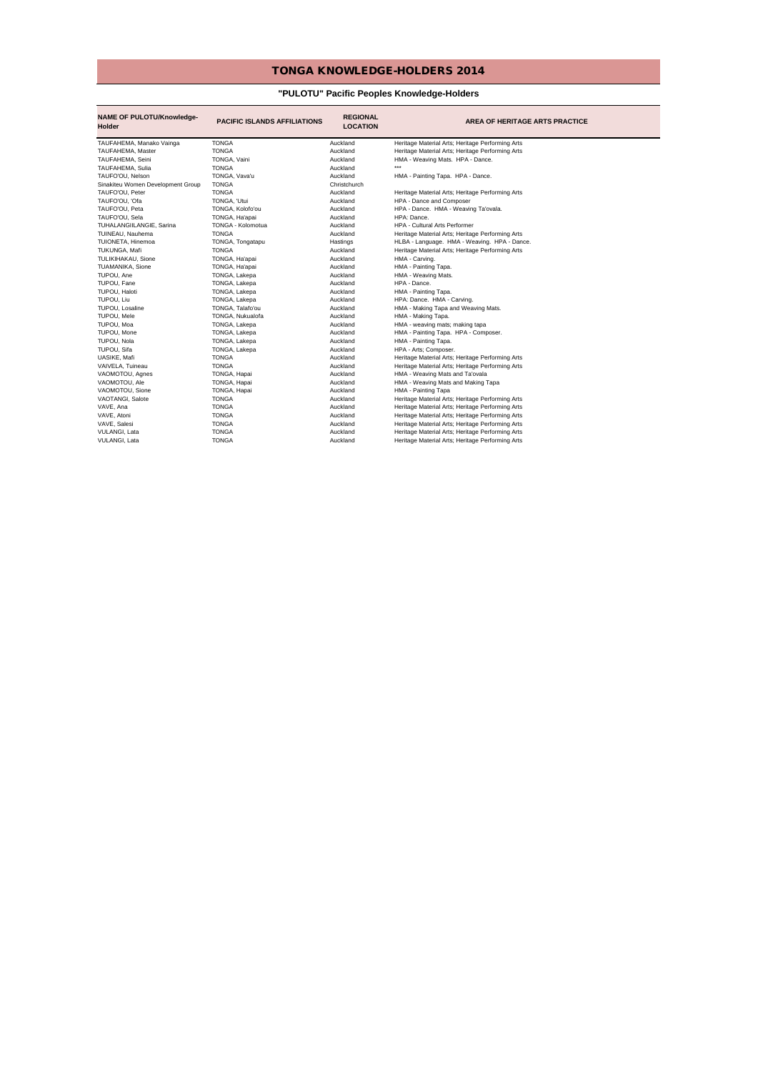# TONGA KNOWLEDGE-HOLDERS 2014

## "PULOTU" Pacific Peoples Knowledge-Holders

| NAME OF PULOTU/Knowledge-Holder | PACIFIC ISLANDS AFFILIATIONS | REGIONAL LOCATION | AREA OF HERITAGE ARTS PRACTICE |
|---|---|---|---|
| TAUFAHEMA, Manako Vainga | TONGA | Auckland | Heritage Material Arts; Heritage Performing Arts |
| TAUFAHEMA, Master | TONGA | Auckland | Heritage Material Arts; Heritage Performing Arts |
| TAUFAHEMA, Seini | TONGA, Vaini | Auckland | HMA - Weaving Mats. HPA - Dance. |
| TAUFAHEMA, Sulia | TONGA | Auckland | *** |
| TAUFO'OU, Nelson | TONGA, Vava'u | Auckland | HMA - Painting Tapa. HPA - Dance. |
| Sinakiteu Women Development Group | TONGA | Christchurch | |
| TAUFO'OU, Peter | TONGA | Auckland | Heritage Material Arts; Heritage Performing Arts |
| TAUFO'OU, 'Ofa | TONGA, 'Utui | Auckland | HPA - Dance and Composer |
| TAUFO'OU, Peta | TONGA, Kolofo'ou | Auckland | HPA - Dance. HMA - Weaving Ta'ovala. |
| TAUFO'OU, Sela | TONGA, Ha'apai | Auckland | HPA: Dance. |
| TUHALANGIILANGIE, Sarina | TONGA - Kolomotua | Auckland | HPA - Cultural Arts Performer |
| TUINEAU, Nauhema | TONGA | Auckland | Heritage Material Arts; Heritage Performing Arts |
| TUIONETA, Hinemoa | TONGA, Tongatapu | Hastings | HLBA - Language. HMA - Weaving. HPA - Dance. |
| TUKUNGA, Mafi | TONGA | Auckland | Heritage Material Arts; Heritage Performing Arts |
| TULIKIHAKAU, Sione | TONGA, Ha'apai | Auckland | HMA - Carving. |
| TUAMANIKA, Sione | TONGA, Ha'apai | Auckland | HMA - Painting Tapa. |
| TUPOU, Ane | TONGA, Lakepa | Auckland | HMA - Weaving Mats. |
| TUPOU, Fane | TONGA, Lakepa | Auckland | HPA - Dance. |
| TUPOU, Haloti | TONGA, Lakepa | Auckland | HMA - Painting Tapa. |
| TUPOU, Liu | TONGA, Lakepa | Auckland | HPA: Dance. HMA - Carving. |
| TUPOU, Losaline | TONGA, Talafo'ou | Auckland | HMA - Making Tapa and Weaving Mats. |
| TUPOU, Mele | TONGA, Nukualofa | Auckland | HMA - Making Tapa. |
| TUPOU, Moa | TONGA, Lakepa | Auckland | HMA - weaving mats; making tapa |
| TUPOU, Mone | TONGA, Lakepa | Auckland | HMA - Painting Tapa. HPA - Composer. |
| TUPOU, Nola | TONGA, Lakepa | Auckland | HMA - Painting Tapa. |
| TUPOU, Sifa | TONGA, Lakepa | Auckland | HPA - Arts; Composer. |
| UASIKE, Mafi | TONGA | Auckland | Heritage Material Arts; Heritage Performing Arts |
| VAIVELA, Tuineau | TONGA | Auckland | Heritage Material Arts; Heritage Performing Arts |
| VAOMOTOU, Agnes | TONGA, Hapai | Auckland | HMA - Weaving Mats and Ta'ovala |
| VAOMOTOU, Ale | TONGA, Hapai | Auckland | HMA - Weaving Mats and Making Tapa |
| VAOMOTOU, Sione | TONGA, Hapai | Auckland | HMA - Painting Tapa |
| VAOTANGI, Salote | TONGA | Auckland | Heritage Material Arts; Heritage Performing Arts |
| VAVE, Ana | TONGA | Auckland | Heritage Material Arts; Heritage Performing Arts |
| VAVE, Atoni | TONGA | Auckland | Heritage Material Arts; Heritage Performing Arts |
| VAVE, Salesi | TONGA | Auckland | Heritage Material Arts; Heritage Performing Arts |
| VULANGI, Lata | TONGA | Auckland | Heritage Material Arts; Heritage Performing Arts |
| VULANGI, Lata | TONGA | Auckland | Heritage Material Arts; Heritage Performing Arts |